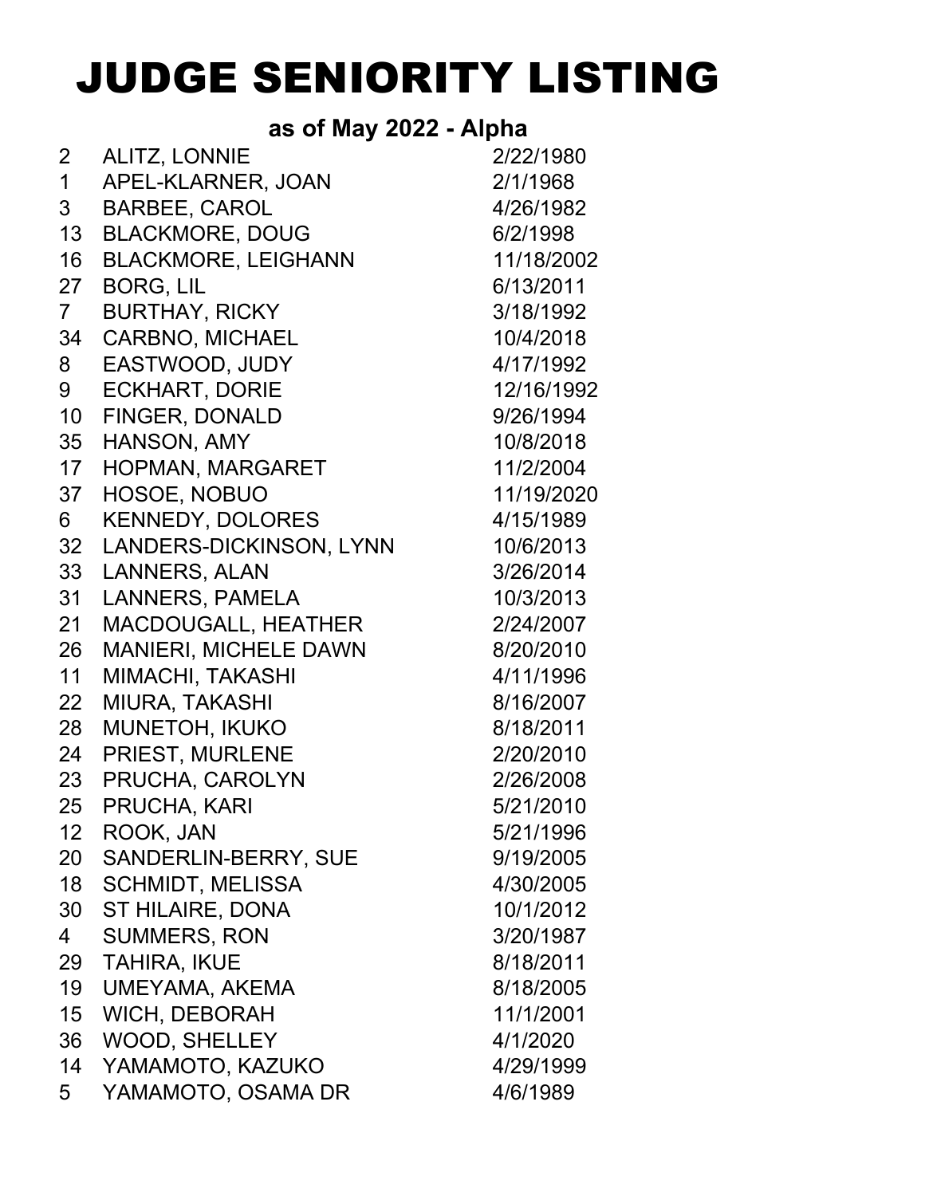# JUDGE SENIORITY LISTING

**as of May 2022 - Alpha**

| | | |
|---|---|---|
| 2 | ALITZ, LONNIE | 2/22/1980 |
| 1 | APEL-KLARNER, JOAN | 2/1/1968 |
| 3 | BARBEE, CAROL | 4/26/1982 |
| 13 | BLACKMORE, DOUG | 6/2/1998 |
| 16 | BLACKMORE, LEIGHANN | 11/18/2002 |
| 27 | BORG, LIL | 6/13/2011 |
| 7 | BURTHAY, RICKY | 3/18/1992 |
| 34 | CARBNO, MICHAEL | 10/4/2018 |
| 8 | EASTWOOD, JUDY | 4/17/1992 |
| 9 | ECKHART, DORIE | 12/16/1992 |
| 10 | FINGER, DONALD | 9/26/1994 |
| 35 | HANSON, AMY | 10/8/2018 |
| 17 | HOPMAN, MARGARET | 11/2/2004 |
| 37 | HOSOE, NOBUO | 11/19/2020 |
| 6 | KENNEDY, DOLORES | 4/15/1989 |
| 32 | LANDERS-DICKINSON, LYNN | 10/6/2013 |
| 33 | LANNERS, ALAN | 3/26/2014 |
| 31 | LANNERS, PAMELA | 10/3/2013 |
| 21 | MACDOUGALL, HEATHER | 2/24/2007 |
| 26 | MANIERI, MICHELE DAWN | 8/20/2010 |
| 11 | MIMACHI, TAKASHI | 4/11/1996 |
| 22 | MIURA, TAKASHI | 8/16/2007 |
| 28 | MUNETOH, IKUKO | 8/18/2011 |
| 24 | PRIEST, MURLENE | 2/20/2010 |
| 23 | PRUCHA, CAROLYN | 2/26/2008 |
| 25 | PRUCHA, KARI | 5/21/2010 |
| 12 | ROOK, JAN | 5/21/1996 |
| 20 | SANDERLIN-BERRY, SUE | 9/19/2005 |
| 18 | SCHMIDT, MELISSA | 4/30/2005 |
| 30 | ST HILAIRE, DONA | 10/1/2012 |
| 4 | SUMMERS, RON | 3/20/1987 |
| 29 | TAHIRA, IKUE | 8/18/2011 |
| 19 | UMEYAMA, AKEMA | 8/18/2005 |
| 15 | WICH, DEBORAH | 11/1/2001 |
| 36 | WOOD, SHELLEY | 4/1/2020 |
| 14 | YAMAMOTO, KAZUKO | 4/29/1999 |
| 5 | YAMAMOTO, OSAMA DR | 4/6/1989 |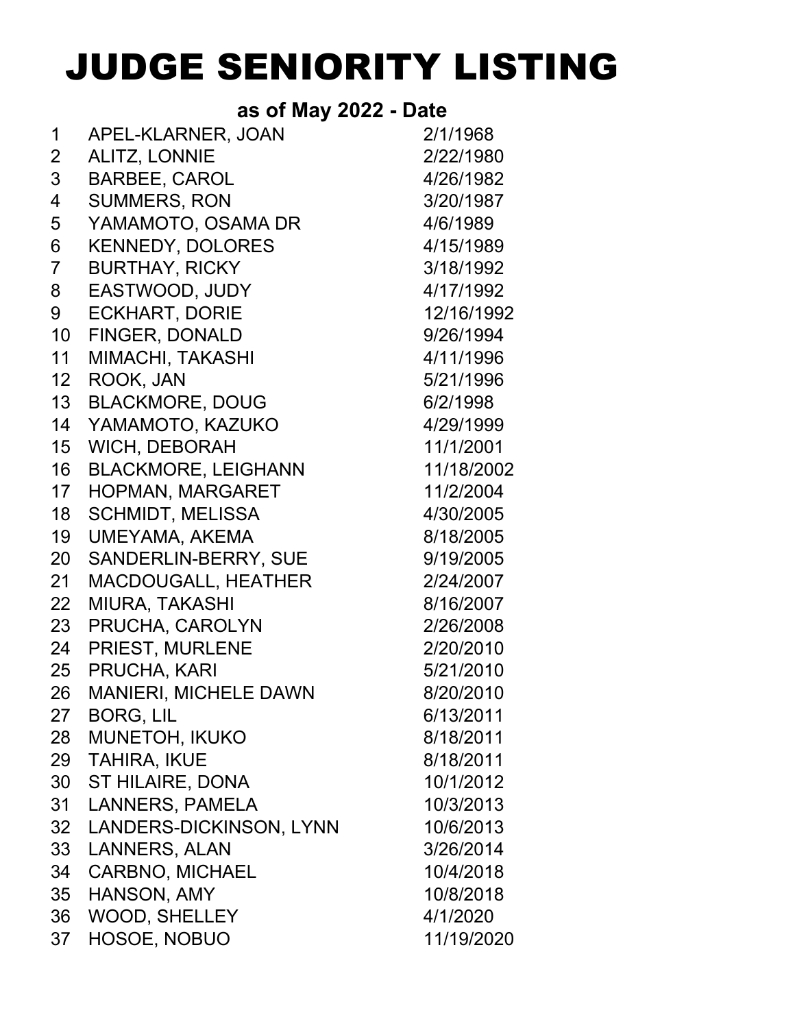# JUDGE SENIORITY LISTING

**as of May 2022 - Date**

| | | |
|---|---|---|
| 1 | APEL-KLARNER, JOAN | 2/1/1968 |
| 2 | ALITZ, LONNIE | 2/22/1980 |
| 3 | BARBEE, CAROL | 4/26/1982 |
| 4 | SUMMERS, RON | 3/20/1987 |
| 5 | YAMAMOTO, OSAMA DR | 4/6/1989 |
| 6 | KENNEDY, DOLORES | 4/15/1989 |
| 7 | BURTHAY, RICKY | 3/18/1992 |
| 8 | EASTWOOD, JUDY | 4/17/1992 |
| 9 | ECKHART, DORIE | 12/16/1992 |
| 10 | FINGER, DONALD | 9/26/1994 |
| 11 | MIMACHI, TAKASHI | 4/11/1996 |
| 12 | ROOK, JAN | 5/21/1996 |
| 13 | BLACKMORE, DOUG | 6/2/1998 |
| 14 | YAMAMOTO, KAZUKO | 4/29/1999 |
| 15 | WICH, DEBORAH | 11/1/2001 |
| 16 | BLACKMORE, LEIGHANN | 11/18/2002 |
| 17 | HOPMAN, MARGARET | 11/2/2004 |
| 18 | SCHMIDT, MELISSA | 4/30/2005 |
| 19 | UMEYAMA, AKEMA | 8/18/2005 |
| 20 | SANDERLIN-BERRY, SUE | 9/19/2005 |
| 21 | MACDOUGALL, HEATHER | 2/24/2007 |
| 22 | MIURA, TAKASHI | 8/16/2007 |
| 23 | PRUCHA, CAROLYN | 2/26/2008 |
| 24 | PRIEST, MURLENE | 2/20/2010 |
| 25 | PRUCHA, KARI | 5/21/2010 |
| 26 | MANIERI, MICHELE DAWN | 8/20/2010 |
| 27 | BORG, LIL | 6/13/2011 |
| 28 | MUNETOH, IKUKO | 8/18/2011 |
| 29 | TAHIRA, IKUE | 8/18/2011 |
| 30 | ST HILAIRE, DONA | 10/1/2012 |
| 31 | LANNERS, PAMELA | 10/3/2013 |
| 32 | LANDERS-DICKINSON, LYNN | 10/6/2013 |
| 33 | LANNERS, ALAN | 3/26/2014 |
| 34 | CARBNO, MICHAEL | 10/4/2018 |
| 35 | HANSON, AMY | 10/8/2018 |
| 36 | WOOD, SHELLEY | 4/1/2020 |
| 37 | HOSOE, NOBUO | 11/19/2020 |